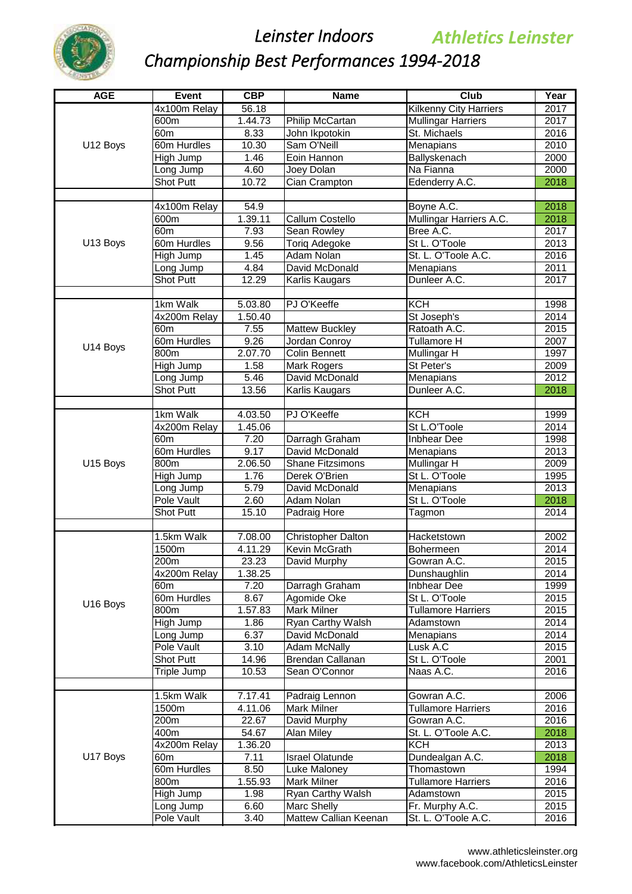# Leinster Indoors Championship Best Performances 1994-2018

Athletics Leinster

| AGE | Event | CBP | Name | Club | Year |
|---|---|---|---|---|---|
| U12 Boys | 4x100m Relay | 56.18 | | Kilkenny City Harriers | 2017 |
| | 600m | 1.44.73 | Philip McCartan | Mullingar Harriers | 2017 |
| | 60m | 8.33 | John Ikpotokin | St. Michaels | 2016 |
| | 60m Hurdles | 10.30 | Sam O'Neill | Menapians | 2010 |
| | High Jump | 1.46 | Eoin Hannon | Ballyskenach | 2000 |
| | Long Jump | 4.60 | Joey Dolan | Na Fianna | 2000 |
| | Shot Putt | 10.72 | Cian Crampton | Edenderry A.C. | 2018 |
| | | | | | |
| U13 Boys | 4x100m Relay | 54.9 | | Boyne A.C. | 2018 |
| | 600m | 1.39.11 | Callum Costello | Mullingar Harriers A.C. | 2018 |
| | 60m | 7.93 | Sean Rowley | Bree A.C. | 2017 |
| | 60m Hurdles | 9.56 | Toriq Adegoke | St L. O'Toole | 2013 |
| | High Jump | 1.45 | Adam Nolan | St. L. O'Toole A.C. | 2016 |
| | Long Jump | 4.84 | David McDonald | Menapians | 2011 |
| | Shot Putt | 12.29 | Karlis Kaugars | Dunleer A.C. | 2017 |
| | | | | | |
| U14 Boys | 1km Walk | 5.03.80 | PJ O'Keeffe | KCH | 1998 |
| | 4x200m Relay | 1.50.40 | | St Joseph's | 2014 |
| | 60m | 7.55 | Mattew Buckley | Ratoath A.C. | 2015 |
| | 60m Hurdles | 9.26 | Jordan Conroy | Tullamore H | 2007 |
| | 800m | 2.07.70 | Colin Bennett | Mullingar H | 1997 |
| | High Jump | 1.58 | Mark Rogers | St Peter's | 2009 |
| | Long Jump | 5.46 | David McDonald | Menapians | 2012 |
| | Shot Putt | 13.56 | Karlis Kaugars | Dunleer A.C. | 2018 |
| | | | | | |
| U15 Boys | 1km Walk | 4.03.50 | PJ O'Keeffe | KCH | 1999 |
| | 4x200m Relay | 1.45.06 | | St L.O'Toole | 2014 |
| | 60m | 7.20 | Darragh Graham | Inbhear Dee | 1998 |
| | 60m Hurdles | 9.17 | David McDonald | Menapians | 2013 |
| | 800m | 2.06.50 | Shane Fitzsimons | Mullingar H | 2009 |
| | High Jump | 1.76 | Derek O'Brien | St L. O'Toole | 1995 |
| | Long Jump | 5.79 | David McDonald | Menapians | 2013 |
| | Pole Vault | 2.60 | Adam Nolan | St L. O'Toole | 2018 |
| | Shot Putt | 15.10 | Padraig Hore | Tagmon | 2014 |
| | | | | | |
| U16 Boys | 1.5km Walk | 7.08.00 | Christopher Dalton | Hacketstown | 2002 |
| | 1500m | 4.11.29 | Kevin McGrath | Bohermeen | 2014 |
| | 200m | 23.23 | David Murphy | Gowran A.C. | 2015 |
| | 4x200m Relay | 1.38.25 | | Dunshaughlin | 2014 |
| | 60m | 7.20 | Darragh Graham | Inbhear Dee | 1999 |
| | 60m Hurdles | 8.67 | Agomide Oke | St L. O'Toole | 2015 |
| | 800m | 1.57.83 | Mark Milner | Tullamore Harriers | 2015 |
| | High Jump | 1.86 | Ryan Carthy Walsh | Adamstown | 2014 |
| | Long Jump | 6.37 | David McDonald | Menapians | 2014 |
| | Pole Vault | 3.10 | Adam McNally | Lusk A.C | 2015 |
| | Shot Putt | 14.96 | Brendan Callanan | St L. O'Toole | 2001 |
| | Triple Jump | 10.53 | Sean O'Connor | Naas A.C. | 2016 |
| | | | | | |
| U17 Boys | 1.5km Walk | 7.17.41 | Padraig Lennon | Gowran A.C. | 2006 |
| | 1500m | 4.11.06 | Mark Milner | Tullamore Harriers | 2016 |
| | 200m | 22.67 | David Murphy | Gowran A.C. | 2016 |
| | 400m | 54.67 | Alan Miley | St. L. O'Toole A.C. | 2018 |
| | 4x200m Relay | 1.36.20 | | KCH | 2013 |
| | 60m | 7.11 | Israel Olatunde | Dundealgan A.C. | 2018 |
| | 60m Hurdles | 8.50 | Luke Maloney | Thomastown | 1994 |
| | 800m | 1.55.93 | Mark Milner | Tullamore Harriers | 2016 |
| | High Jump | 1.98 | Ryan Carthy Walsh | Adamstown | 2015 |
| | Long Jump | 6.60 | Marc Shelly | Fr. Murphy A.C. | 2015 |
| | Pole Vault | 3.40 | Mattew Callian Keenan | St. L. O'Toole A.C. | 2016 |

www.athleticsleinster.org
www.facebook.com/AthleticsLeinster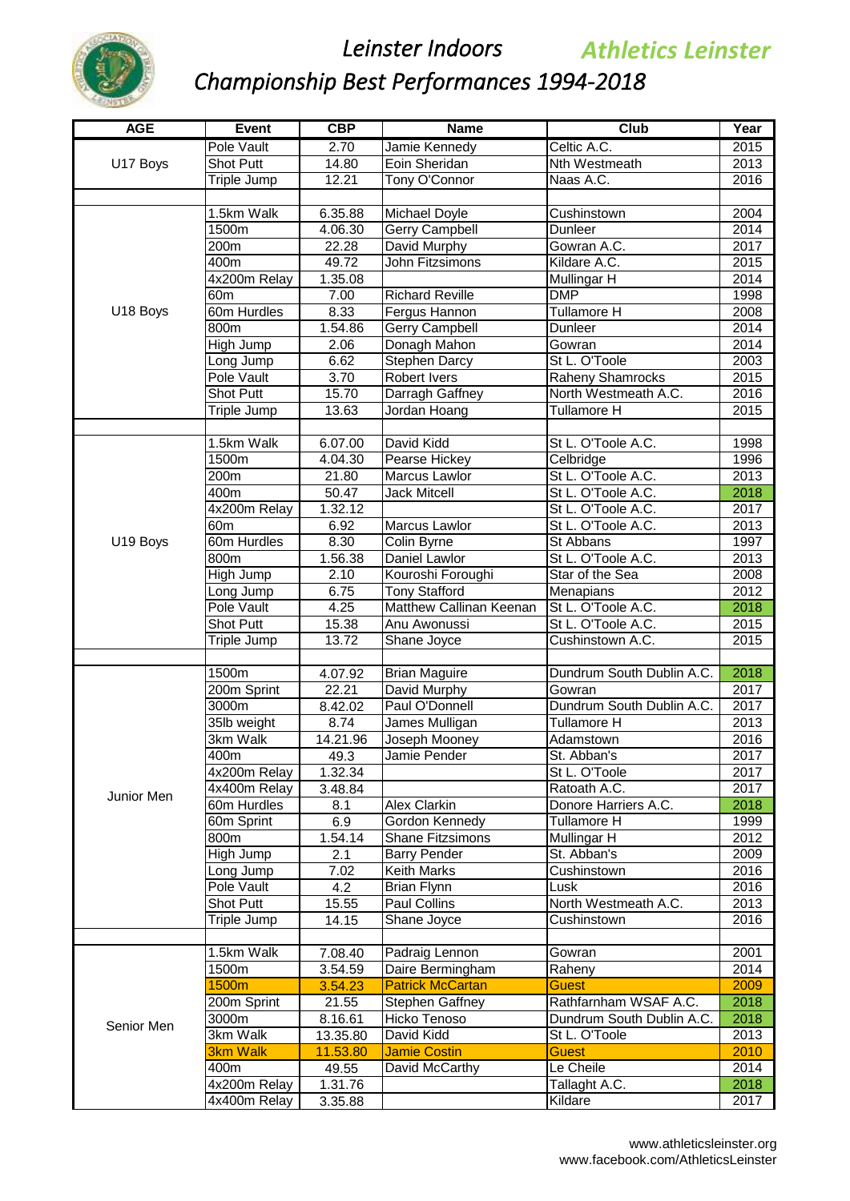# Leinster Indoors — Athletics Leinster

## Championship Best Performances 1994-2018

| AGE | Event | CBP | Name | Club | Year |
|---|---|---|---|---|---|
| U17 Boys | Pole Vault | 2.70 | Jamie Kennedy | Celtic A.C. | 2015 |
| | Shot Putt | 14.80 | Eoin Sheridan | Nth Westmeath | 2013 |
| | Triple Jump | 12.21 | Tony O'Connor | Naas A.C. | 2016 |
| | | | | | |
| U18 Boys | 1.5km Walk | 6.35.88 | Michael Doyle | Cushinstown | 2004 |
| | 1500m | 4.06.30 | Gerry Campbell | Dunleer | 2014 |
| | 200m | 22.28 | David Murphy | Gowran A.C. | 2017 |
| | 400m | 49.72 | John Fitzsimons | Kildare A.C. | 2015 |
| | 4x200m Relay | 1.35.08 | | Mullingar H | 2014 |
| | 60m | 7.00 | Richard Reville | DMP | 1998 |
| | 60m Hurdles | 8.33 | Fergus Hannon | Tullamore H | 2008 |
| | 800m | 1.54.86 | Gerry Campbell | Dunleer | 2014 |
| | High Jump | 2.06 | Donagh Mahon | Gowran | 2014 |
| | Long Jump | 6.62 | Stephen Darcy | St L. O'Toole | 2003 |
| | Pole Vault | 3.70 | Robert Ivers | Raheny Shamrocks | 2015 |
| | Shot Putt | 15.70 | Darragh Gaffney | North Westmeath A.C. | 2016 |
| | Triple Jump | 13.63 | Jordan Hoang | Tullamore H | 2015 |
| | | | | | |
| U19 Boys | 1.5km Walk | 6.07.00 | David Kidd | St L. O'Toole A.C. | 1998 |
| | 1500m | 4.04.30 | Pearse Hickey | Celbridge | 1996 |
| | 200m | 21.80 | Marcus Lawlor | St L. O'Toole A.C. | 2013 |
| | 400m | 50.47 | Jack Mitcell | St L. O'Toole A.C. | 2018 |
| | 4x200m Relay | 1.32.12 | | St L. O'Toole A.C. | 2017 |
| | 60m | 6.92 | Marcus Lawlor | St L. O'Toole A.C. | 2013 |
| | 60m Hurdles | 8.30 | Colin Byrne | St Abbans | 1997 |
| | 800m | 1.56.38 | Daniel Lawlor | St L. O'Toole A.C. | 2013 |
| | High Jump | 2.10 | Kouroshi Foroughi | Star of the Sea | 2008 |
| | Long Jump | 6.75 | Tony Stafford | Menapians | 2012 |
| | Pole Vault | 4.25 | Matthew Callinan Keenan | St L. O'Toole A.C. | 2018 |
| | Shot Putt | 15.38 | Anu Awonussi | St L. O'Toole A.C. | 2015 |
| | Triple Jump | 13.72 | Shane Joyce | Cushinstown A.C. | 2015 |
| | | | | | |
| Junior Men | 1500m | 4.07.92 | Brian Maguire | Dundrum South Dublin A.C. | 2018 |
| | 200m Sprint | 22.21 | David Murphy | Gowran | 2017 |
| | 3000m | 8.42.02 | Paul O'Donnell | Dundrum South Dublin A.C. | 2017 |
| | 35lb weight | 8.74 | James Mulligan | Tullamore H | 2013 |
| | 3km Walk | 14.21.96 | Joseph Mooney | Adamstown | 2016 |
| | 400m | 49.3 | Jamie Pender | St. Abban's | 2017 |
| | 4x200m Relay | 1.32.34 | | St L. O'Toole | 2017 |
| | 4x400m Relay | 3.48.84 | | Ratoath A.C. | 2017 |
| | 60m Hurdles | 8.1 | Alex Clarkin | Donore Harriers A.C. | 2018 |
| | 60m Sprint | 6.9 | Gordon Kennedy | Tullamore H | 1999 |
| | 800m | 1.54.14 | Shane Fitzsimons | Mullingar H | 2012 |
| | High Jump | 2.1 | Barry Pender | St. Abban's | 2009 |
| | Long Jump | 7.02 | Keith Marks | Cushinstown | 2016 |
| | Pole Vault | 4.2 | Brian Flynn | Lusk | 2016 |
| | Shot Putt | 15.55 | Paul Collins | North Westmeath A.C. | 2013 |
| | Triple Jump | 14.15 | Shane Joyce | Cushinstown | 2016 |
| | | | | | |
| Senior Men | 1.5km Walk | 7.08.40 | Padraig Lennon | Gowran | 2001 |
| | 1500m | 3.54.59 | Daire Bermingham | Raheny | 2014 |
| | 1500m | 3.54.23 | Patrick McCartan | Guest | 2009 |
| | 200m Sprint | 21.55 | Stephen Gaffney | Rathfarnham WSAF A.C. | 2018 |
| | 3000m | 8.16.61 | Hicko Tenoso | Dundrum South Dublin A.C. | 2018 |
| | 3km Walk | 13.35.80 | David Kidd | St L. O'Toole | 2013 |
| | 3km Walk | 11.53.80 | Jamie Costin | Guest | 2010 |
| | 400m | 49.55 | David McCarthy | Le Cheile | 2014 |
| | 4x200m Relay | 1.31.76 | | Tallaght A.C. | 2018 |
| | 4x400m Relay | 3.35.88 | | Kildare | 2017 |

www.athleticsleinster.org
www.facebook.com/AthleticsLeinster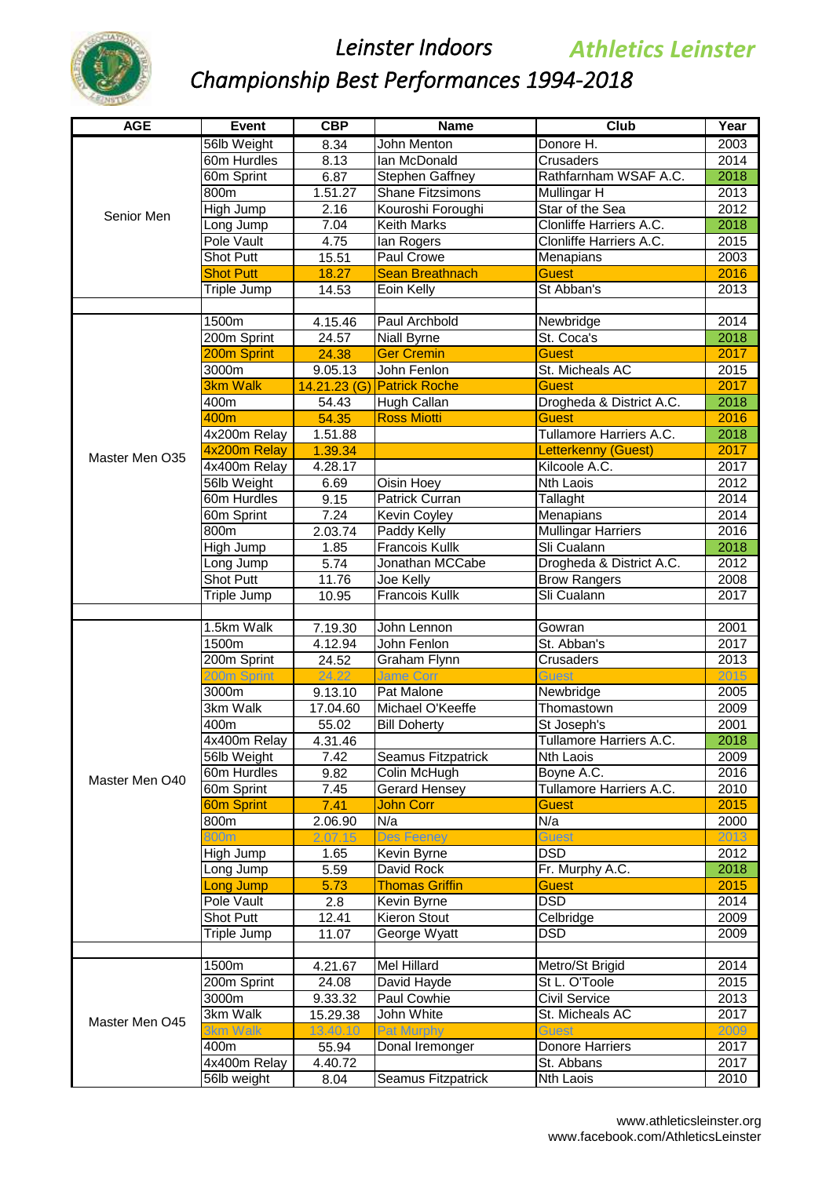# Leinster Indoors

## Athletics Leinster

## Championship Best Performances 1994-2018

| AGE | Event | CBP | Name | Club | Year |
|---|---|---|---|---|---|
| Senior Men | 56lb Weight | 8.34 | John Menton | Donore H. | 2003 |
| | 60m Hurdles | 8.13 | Ian McDonald | Crusaders | 2014 |
| | 60m Sprint | 6.87 | Stephen Gaffney | Rathfarnham WSAF A.C. | 2018 |
| | 800m | 1.51.27 | Shane Fitzsimons | Mullingar H | 2013 |
| | High Jump | 2.16 | Kouroshi Foroughi | Star of the Sea | 2012 |
| | Long Jump | 7.04 | Keith Marks | Clonliffe Harriers A.C. | 2018 |
| | Pole Vault | 4.75 | Ian Rogers | Clonliffe Harriers A.C. | 2015 |
| | Shot Putt | 15.51 | Paul Crowe | Menapians | 2003 |
| | Shot Putt | 18.27 | Sean Breathnach | Guest | 2016 |
| | Triple Jump | 14.53 | Eoin Kelly | St Abban's | 2013 |
| | | | | | |
| Master Men O35 | 1500m | 4.15.46 | Paul Archbold | Newbridge | 2014 |
| | 200m Sprint | 24.57 | Niall Byrne | St. Coca's | 2018 |
| | 200m Sprint | 24.38 | Ger Cremin | Guest | 2017 |
| | 3000m | 9.05.13 | John Fenlon | St. Micheals AC | 2015 |
| | 3km Walk | 14.21.23 (G) | Patrick Roche | Guest | 2017 |
| | 400m | 54.43 | Hugh Callan | Drogheda & District A.C. | 2018 |
| | 400m | 54.35 | Ross Miotti | Guest | 2016 |
| | 4x200m Relay | 1.51.88 | | Tullamore Harriers A.C. | 2018 |
| | 4x200m Relay | 1.39.34 | | Letterkenny (Guest) | 2017 |
| | 4x400m Relay | 4.28.17 | | Kilcoole A.C. | 2017 |
| | 56lb Weight | 6.69 | Oisin Hoey | Nth Laois | 2012 |
| | 60m Hurdles | 9.15 | Patrick Curran | Tallaght | 2014 |
| | 60m Sprint | 7.24 | Kevin Coyley | Menapians | 2014 |
| | 800m | 2.03.74 | Paddy Kelly | Mullingar Harriers | 2016 |
| | High Jump | 1.85 | Francois Kullk | Sli Cualann | 2018 |
| | Long Jump | 5.74 | Jonathan MCCabe | Drogheda & District A.C. | 2012 |
| | Shot Putt | 11.76 | Joe Kelly | Brow Rangers | 2008 |
| | Triple Jump | 10.95 | Francois Kullk | Sli Cualann | 2017 |
| | | | | | |
| Master Men O40 | 1.5km Walk | 7.19.30 | John Lennon | Gowran | 2001 |
| | 1500m | 4.12.94 | John Fenlon | St. Abban's | 2017 |
| | 200m Sprint | 24.52 | Graham Flynn | Crusaders | 2013 |
| | 200m Sprint | 24.22 | Jame Corr | Guest | 2015 |
| | 3000m | 9.13.10 | Pat Malone | Newbridge | 2005 |
| | 3km Walk | 17.04.60 | Michael O'Keeffe | Thomastown | 2009 |
| | 400m | 55.02 | Bill Doherty | St Joseph's | 2001 |
| | 4x400m Relay | 4.31.46 | | Tullamore Harriers A.C. | 2018 |
| | 56lb Weight | 7.42 | Seamus Fitzpatrick | Nth Laois | 2009 |
| | 60m Hurdles | 9.82 | Colin McHugh | Boyne A.C. | 2016 |
| | 60m Sprint | 7.45 | Gerard Hensey | Tullamore Harriers A.C. | 2010 |
| | 60m Sprint | 7.41 | John Corr | Guest | 2015 |
| | 800m | 2.06.90 | N/a | N/a | 2000 |
| | 800m | 2.07.15 | Des Feeney | Guest | 2013 |
| | High Jump | 1.65 | Kevin Byrne | DSD | 2012 |
| | Long Jump | 5.59 | David Rock | Fr. Murphy A.C. | 2018 |
| | Long Jump | 5.73 | Thomas Griffin | Guest | 2015 |
| | Pole Vault | 2.8 | Kevin Byrne | DSD | 2014 |
| | Shot Putt | 12.41 | Kieron Stout | Celbridge | 2009 |
| | Triple Jump | 11.07 | George Wyatt | DSD | 2009 |
| | | | | | |
| Master Men O45 | 1500m | 4.21.67 | Mel Hillard | Metro/St Brigid | 2014 |
| | 200m Sprint | 24.08 | David Hayde | St L. O'Toole | 2015 |
| | 3000m | 9.33.32 | Paul Cowhie | Civil Service | 2013 |
| | 3km Walk | 15.29.38 | John White | St. Micheals AC | 2017 |
| | 3km Walk | 13.40.10 | Pat Murphy | Guest | 2009 |
| | 400m | 55.94 | Donal Iremonger | Donore Harriers | 2017 |
| | 4x400m Relay | 4.40.72 | | St. Abbans | 2017 |
| | 56lb weight | 8.04 | Seamus Fitzpatrick | Nth Laois | 2010 |

www.athleticsleinster.org
www.facebook.com/AthleticsLeinster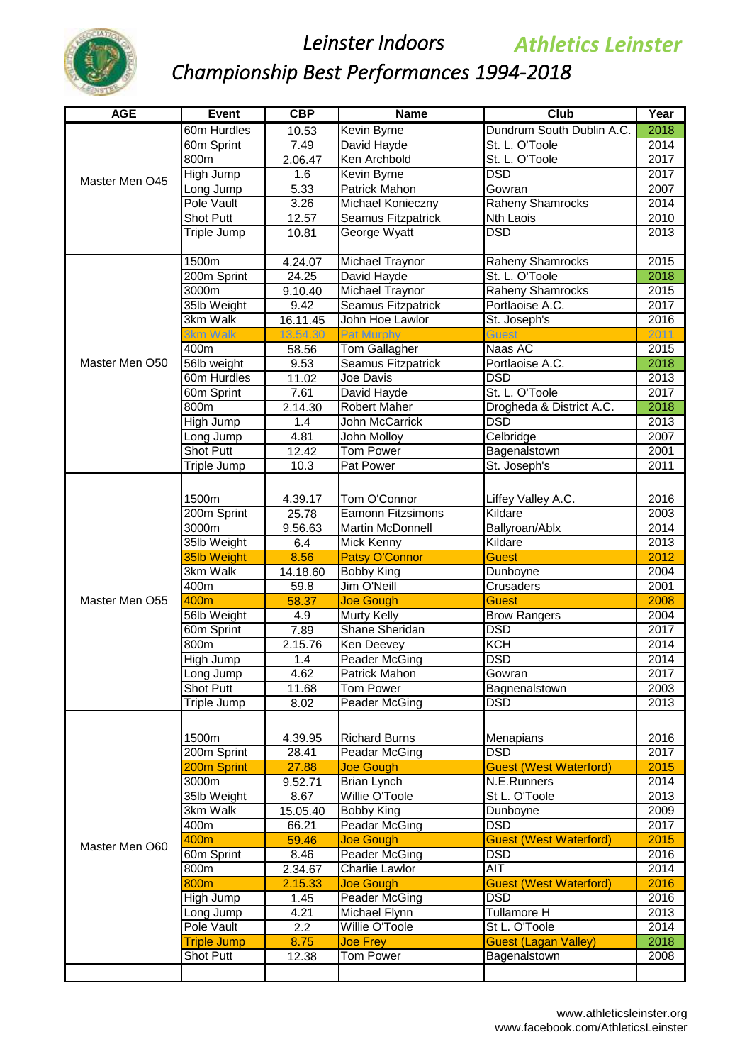# Leinster Indoors Athletics Leinster

## Championship Best Performances 1994-2018

| AGE | Event | CBP | Name | Club | Year |
|---|---|---|---|---|---|
| Master Men O45 | 60m Hurdles | 10.53 | Kevin Byrne | Dundrum South Dublin A.C. | 2018 |
| | 60m Sprint | 7.49 | David Hayde | St. L. O'Toole | 2014 |
| | 800m | 2.06.47 | Ken Archbold | St. L. O'Toole | 2017 |
| | High Jump | 1.6 | Kevin Byrne | DSD | 2017 |
| | Long Jump | 5.33 | Patrick Mahon | Gowran | 2007 |
| | Pole Vault | 3.26 | Michael Konieczny | Raheny Shamrocks | 2014 |
| | Shot Putt | 12.57 | Seamus Fitzpatrick | Nth Laois | 2010 |
| | Triple Jump | 10.81 | George Wyatt | DSD | 2013 |
| | | | | | |
| Master Men O50 | 1500m | 4.24.07 | Michael Traynor | Raheny Shamrocks | 2015 |
| | 200m Sprint | 24.25 | David Hayde | St. L. O'Toole | 2018 |
| | 3000m | 9.10.40 | Michael Traynor | Raheny Shamrocks | 2015 |
| | 35lb Weight | 9.42 | Seamus Fitzpatrick | Portlaoise A.C. | 2017 |
| | 3km Walk | 16.11.45 | John Hoe Lawlor | St. Joseph's | 2016 |
| | 3km Walk | 13.54.30 | Pat Murphy | Guest | 2011 |
| | 400m | 58.56 | Tom Gallagher | Naas AC | 2015 |
| | 56lb weight | 9.53 | Seamus Fitzpatrick | Portlaoise A.C. | 2018 |
| | 60m Hurdles | 11.02 | Joe Davis | DSD | 2013 |
| | 60m Sprint | 7.61 | David Hayde | St. L. O'Toole | 2017 |
| | 800m | 2.14.30 | Robert Maher | Drogheda & District A.C. | 2018 |
| | High Jump | 1.4 | John McCarrick | DSD | 2013 |
| | Long Jump | 4.81 | John Molloy | Celbridge | 2007 |
| | Shot Putt | 12.42 | Tom Power | Bagenalstown | 2001 |
| | Triple Jump | 10.3 | Pat Power | St. Joseph's | 2011 |
| | | | | | |
| Master Men O55 | 1500m | 4.39.17 | Tom O'Connor | Liffey Valley A.C. | 2016 |
| | 200m Sprint | 25.78 | Eamonn Fitzsimons | Kildare | 2003 |
| | 3000m | 9.56.63 | Martin McDonnell | Ballyroan/Ablx | 2014 |
| | 35lb Weight | 6.4 | Mick Kenny | Kildare | 2013 |
| | 35lb Weight | 8.56 | Patsy O'Connor | Guest | 2012 |
| | 3km Walk | 14.18.60 | Bobby King | Dunboyne | 2004 |
| | 400m | 59.8 | Jim O'Neill | Crusaders | 2001 |
| | 400m | 58.37 | Joe Gough | Guest | 2008 |
| | 56lb Weight | 4.9 | Murty Kelly | Brow Rangers | 2004 |
| | 60m Sprint | 7.89 | Shane Sheridan | DSD | 2017 |
| | 800m | 2.15.76 | Ken Deevey | KCH | 2014 |
| | High Jump | 1.4 | Peader McGing | DSD | 2014 |
| | Long Jump | 4.62 | Patrick Mahon | Gowran | 2017 |
| | Shot Putt | 11.68 | Tom Power | Bagnenalstown | 2003 |
| | Triple Jump | 8.02 | Peader McGing | DSD | 2013 |
| | | | | | |
| Master Men O60 | 1500m | 4.39.95 | Richard Burns | Menapians | 2016 |
| | 200m Sprint | 28.41 | Peadar McGing | DSD | 2017 |
| | 200m Sprint | 27.88 | Joe Gough | Guest (West Waterford) | 2015 |
| | 3000m | 9.52.71 | Brian Lynch | N.E.Runners | 2014 |
| | 35lb Weight | 8.67 | Willie O'Toole | St L. O'Toole | 2013 |
| | 3km Walk | 15.05.40 | Bobby King | Dunboyne | 2009 |
| | 400m | 66.21 | Peadar McGing | DSD | 2017 |
| | 400m | 59.46 | Joe Gough | Guest (West Waterford) | 2015 |
| | 60m Sprint | 8.46 | Peader McGing | DSD | 2016 |
| | 800m | 2.34.67 | Charlie Lawlor | AIT | 2014 |
| | 800m | 2.15.33 | Joe Gough | Guest (West Waterford) | 2016 |
| | High Jump | 1.45 | Peader McGing | DSD | 2016 |
| | Long Jump | 4.21 | Michael Flynn | Tullamore H | 2013 |
| | Pole Vault | 2.2 | Willie O'Toole | St L. O'Toole | 2014 |
| | Triple Jump | 8.75 | Joe Frey | Guest (Lagan Valley) | 2018 |
| | Shot Putt | 12.38 | Tom Power | Bagenalstown | 2008 |

www.athleticsleinster.org
www.facebook.com/AthleticsLeinster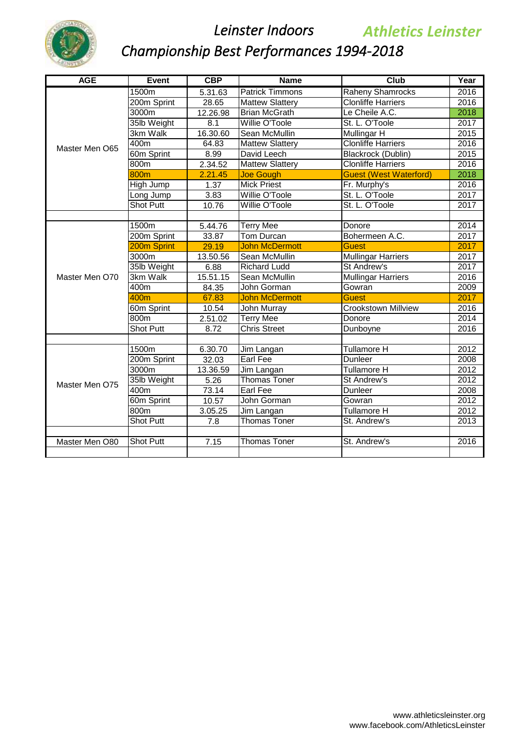# Leinster Indoors

## Athletics Leinster

## Championship Best Performances 1994-2018

| AGE | Event | CBP | Name | Club | Year |
|---|---|---|---|---|---|
| Master Men O65 | 1500m | 5.31.63 | Patrick Timmons | Raheny Shamrocks | 2016 |
| | 200m Sprint | 28.65 | Mattew Slattery | Clonliffe Harriers | 2016 |
| | 3000m | 12.26.98 | Brian McGrath | Le Cheile A.C. | 2018 |
| | 35lb Weight | 8.1 | Willie O'Toole | St. L. O'Toole | 2017 |
| | 3km Walk | 16.30.60 | Sean McMullin | Mullingar H | 2015 |
| | 400m | 64.83 | Mattew Slattery | Clonliffe Harriers | 2016 |
| | 60m Sprint | 8.99 | David Leech | Blackrock (Dublin) | 2015 |
| | 800m | 2.34.52 | Mattew Slattery | Clonliffe Harriers | 2016 |
| | 800m | 2.21.45 | Joe Gough | Guest (West Waterford) | 2018 |
| | High Jump | 1.37 | Mick Priest | Fr. Murphy's | 2016 |
| | Long Jump | 3.83 | Willie O'Toole | St. L. O'Toole | 2017 |
| | Shot Putt | 10.76 | Willie O'Toole | St. L. O'Toole | 2017 |
| | | | | | |
| Master Men O70 | 1500m | 5.44.76 | Terry Mee | Donore | 2014 |
| | 200m Sprint | 33.87 | Tom Durcan | Bohermeen A.C. | 2017 |
| | 200m Sprint | 29.19 | John McDermott | Guest | 2017 |
| | 3000m | 13.50.56 | Sean McMullin | Mullingar Harriers | 2017 |
| | 35lb Weight | 6.88 | Richard Ludd | St Andrew's | 2017 |
| | 3km Walk | 15.51.15 | Sean McMullin | Mullingar Harriers | 2016 |
| | 400m | 84.35 | John Gorman | Gowran | 2009 |
| | 400m | 67.83 | John McDermott | Guest | 2017 |
| | 60m Sprint | 10.54 | John Murray | Crookstown Millview | 2016 |
| | 800m | 2.51.02 | Terry Mee | Donore | 2014 |
| | Shot Putt | 8.72 | Chris Street | Dunboyne | 2016 |
| | | | | | |
| Master Men O75 | 1500m | 6.30.70 | Jim Langan | Tullamore H | 2012 |
| | 200m Sprint | 32.03 | Earl Fee | Dunleer | 2008 |
| | 3000m | 13.36.59 | Jim Langan | Tullamore H | 2012 |
| | 35lb Weight | 5.26 | Thomas Toner | St Andrew's | 2012 |
| | 400m | 73.14 | Earl Fee | Dunleer | 2008 |
| | 60m Sprint | 10.57 | John Gorman | Gowran | 2012 |
| | 800m | 3.05.25 | Jim Langan | Tullamore H | 2012 |
| | Shot Putt | 7.8 | Thomas Toner | St. Andrew's | 2013 |
| | | | | | |
| Master Men O80 | Shot Putt | 7.15 | Thomas Toner | St. Andrew's | 2016 |

www.athleticsleinster.org
www.facebook.com/AthleticsLeinster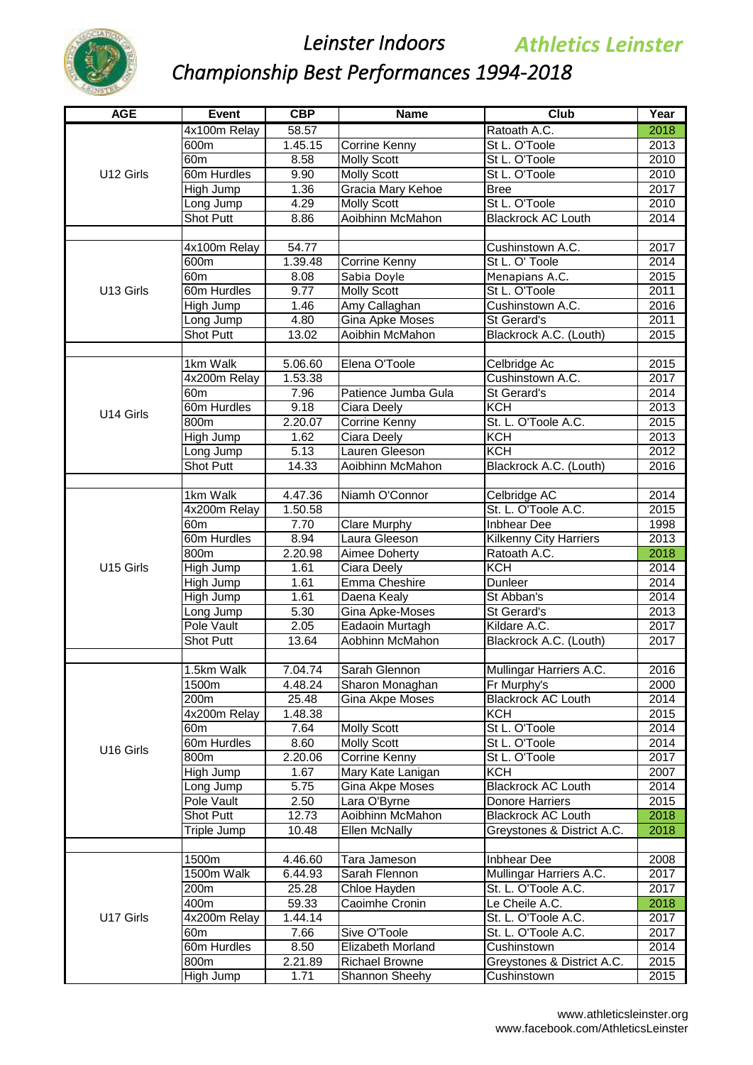# Leinster Indoors

## Athletics Leinster

## Championship Best Performances 1994-2018

| AGE | Event | CBP | Name | Club | Year |
|---|---|---|---|---|---|
| U12 Girls | 4x100m Relay | 58.57 | | Ratoath A.C. | 2018 |
| | 600m | 1.45.15 | Corrine Kenny | St L. O'Toole | 2013 |
| | 60m | 8.58 | Molly Scott | St L. O'Toole | 2010 |
| | 60m Hurdles | 9.90 | Molly Scott | St L. O'Toole | 2010 |
| | High Jump | 1.36 | Gracia Mary Kehoe | Bree | 2017 |
| | Long Jump | 4.29 | Molly Scott | St L. O'Toole | 2010 |
| | Shot Putt | 8.86 | Aoibhinn McMahon | Blackrock AC Louth | 2014 |
| | | | | | |
| U13 Girls | 4x100m Relay | 54.77 | | Cushinstown A.C. | 2017 |
| | 600m | 1.39.48 | Corrine Kenny | St L. O' Toole | 2014 |
| | 60m | 8.08 | Sabia Doyle | Menapians A.C. | 2015 |
| | 60m Hurdles | 9.77 | Molly Scott | St L. O'Toole | 2011 |
| | High Jump | 1.46 | Amy Callaghan | Cushinstown A.C. | 2016 |
| | Long Jump | 4.80 | Gina Apke Moses | St Gerard's | 2011 |
| | Shot Putt | 13.02 | Aoibhin McMahon | Blackrock A.C. (Louth) | 2015 |
| | | | | | |
| U14 Girls | 1km Walk | 5.06.60 | Elena O'Toole | Celbridge Ac | 2015 |
| | 4x200m Relay | 1.53.38 | | Cushinstown A.C. | 2017 |
| | 60m | 7.96 | Patience Jumba Gula | St Gerard's | 2014 |
| | 60m Hurdles | 9.18 | Ciara Deely | KCH | 2013 |
| | 800m | 2.20.07 | Corrine Kenny | St. L. O'Toole A.C. | 2015 |
| | High Jump | 1.62 | Ciara Deely | KCH | 2013 |
| | Long Jump | 5.13 | Lauren Gleeson | KCH | 2012 |
| | Shot Putt | 14.33 | Aoibhinn McMahon | Blackrock A.C. (Louth) | 2016 |
| | | | | | |
| U15 Girls | 1km Walk | 4.47.36 | Niamh O'Connor | Celbridge AC | 2014 |
| | 4x200m Relay | 1.50.58 | | St. L. O'Toole A.C. | 2015 |
| | 60m | 7.70 | Clare Murphy | Inbhear Dee | 1998 |
| | 60m Hurdles | 8.94 | Laura Gleeson | Kilkenny City Harriers | 2013 |
| | 800m | 2.20.98 | Aimee Doherty | Ratoath A.C. | 2018 |
| | High Jump | 1.61 | Ciara Deely | KCH | 2014 |
| | High Jump | 1.61 | Emma Cheshire | Dunleer | 2014 |
| | High Jump | 1.61 | Daena Kealy | St Abban's | 2014 |
| | Long Jump | 5.30 | Gina Apke-Moses | St Gerard's | 2013 |
| | Pole Vault | 2.05 | Eadaoin Murtagh | Kildare A.C. | 2017 |
| | Shot Putt | 13.64 | Aobhinn McMahon | Blackrock A.C. (Louth) | 2017 |
| | | | | | |
| U16 Girls | 1.5km Walk | 7.04.74 | Sarah Glennon | Mullingar Harriers A.C. | 2016 |
| | 1500m | 4.48.24 | Sharon Monaghan | Fr Murphy's | 2000 |
| | 200m | 25.48 | Gina Akpe Moses | Blackrock AC Louth | 2014 |
| | 4x200m Relay | 1.48.38 | | KCH | 2015 |
| | 60m | 7.64 | Molly Scott | St L. O'Toole | 2014 |
| | 60m Hurdles | 8.60 | Molly Scott | St L. O'Toole | 2014 |
| | 800m | 2.20.06 | Corrine Kenny | St L. O'Toole | 2017 |
| | High Jump | 1.67 | Mary Kate Lanigan | KCH | 2007 |
| | Long Jump | 5.75 | Gina Akpe Moses | Blackrock AC Louth | 2014 |
| | Pole Vault | 2.50 | Lara O'Byrne | Donore Harriers | 2015 |
| | Shot Putt | 12.73 | Aoibhinn McMahon | Blackrock AC Louth | 2018 |
| | Triple Jump | 10.48 | Ellen McNally | Greystones & District A.C. | 2018 |
| | | | | | |
| U17 Girls | 1500m | 4.46.60 | Tara Jameson | Inbhear Dee | 2008 |
| | 1500m Walk | 6.44.93 | Sarah Flennon | Mullingar Harriers A.C. | 2017 |
| | 200m | 25.28 | Chloe Hayden | St. L. O'Toole A.C. | 2017 |
| | 400m | 59.33 | Caoimhe Cronin | Le Cheile A.C. | 2018 |
| | 4x200m Relay | 1.44.14 | | St. L. O'Toole A.C. | 2017 |
| | 60m | 7.66 | Sive O'Toole | St. L. O'Toole A.C. | 2017 |
| | 60m Hurdles | 8.50 | Elizabeth Morland | Cushinstown | 2014 |
| | 800m | 2.21.89 | Richael Browne | Greystones & District A.C. | 2015 |
| | High Jump | 1.71 | Shannon Sheehy | Cushinstown | 2015 |

www.athleticsleinster.org
www.facebook.com/AthleticsLeinster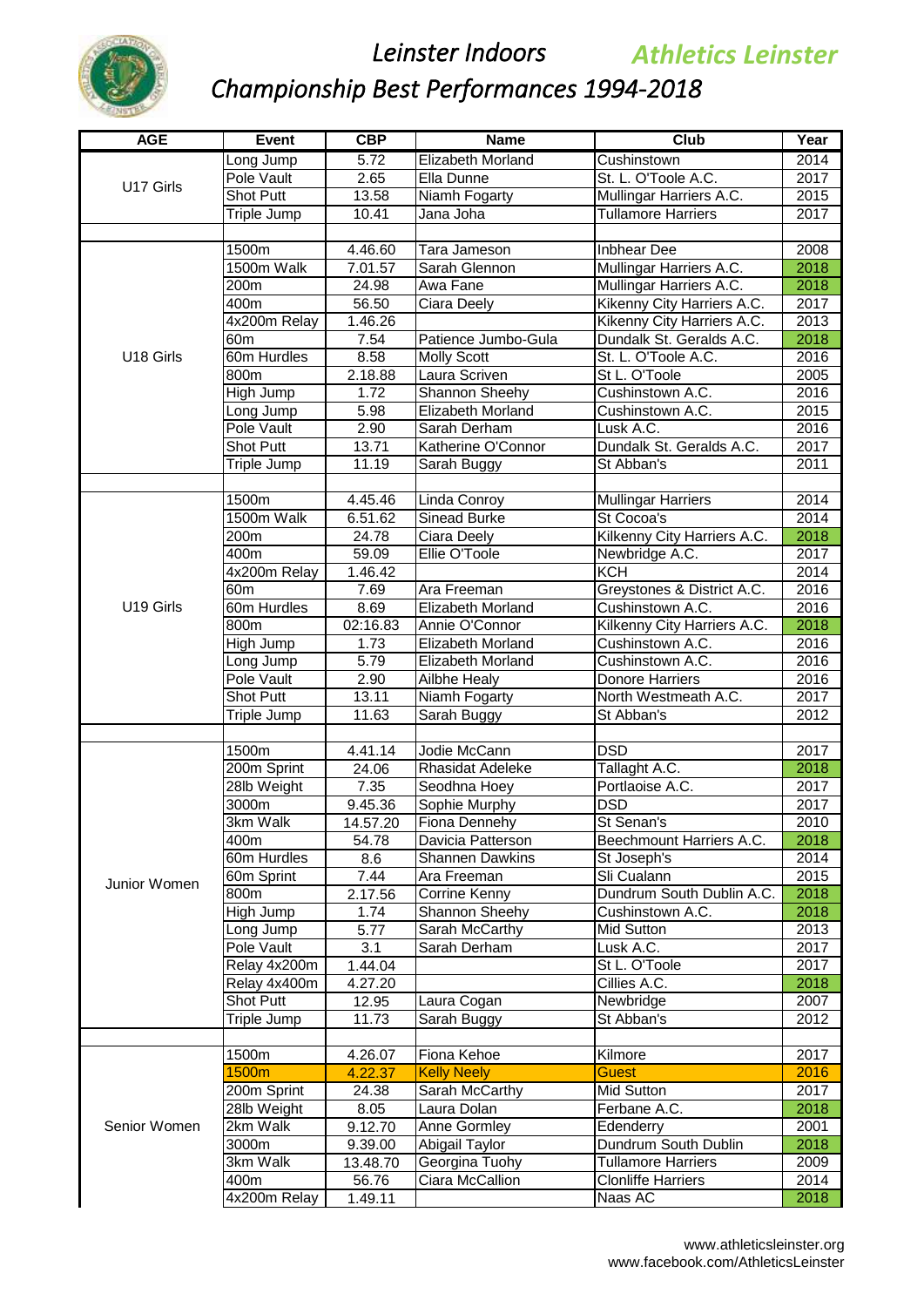# Leinster Indoors Championship Best Performances 1994-2018

**Athletics Leinster**

| AGE | Event | CBP | Name | Club | Year |
|---|---|---|---|---|---|
| U17 Girls | Long Jump | 5.72 | Elizabeth Morland | Cushinstown | 2014 |
| | Pole Vault | 2.65 | Ella Dunne | St. L. O'Toole A.C. | 2017 |
| | Shot Putt | 13.58 | Niamh Fogarty | Mullingar Harriers A.C. | 2015 |
| | Triple Jump | 10.41 | Jana Joha | Tullamore Harriers | 2017 |
| | | | | | |
| U18 Girls | 1500m | 4.46.60 | Tara Jameson | Inbhear Dee | 2008 |
| | 1500m Walk | 7.01.57 | Sarah Glennon | Mullingar Harriers A.C. | 2018 |
| | 200m | 24.98 | Awa Fane | Mullingar Harriers A.C. | 2018 |
| | 400m | 56.50 | Ciara Deely | Kikenny City Harriers A.C. | 2017 |
| | 4x200m Relay | 1.46.26 | | Kikenny City Harriers A.C. | 2013 |
| | 60m | 7.54 | Patience Jumbo-Gula | Dundalk St. Geralds A.C. | 2018 |
| | 60m Hurdles | 8.58 | Molly Scott | St. L. O'Toole A.C. | 2016 |
| | 800m | 2.18.88 | Laura Scriven | St L. O'Toole | 2005 |
| | High Jump | 1.72 | Shannon Sheehy | Cushinstown A.C. | 2016 |
| | Long Jump | 5.98 | Elizabeth Morland | Cushinstown A.C. | 2015 |
| | Pole Vault | 2.90 | Sarah Derham | Lusk A.C. | 2016 |
| | Shot Putt | 13.71 | Katherine O'Connor | Dundalk St. Geralds A.C. | 2017 |
| | Triple Jump | 11.19 | Sarah Buggy | St Abban's | 2011 |
| | | | | | |
| U19 Girls | 1500m | 4.45.46 | Linda Conroy | Mullingar Harriers | 2014 |
| | 1500m Walk | 6.51.62 | Sinead Burke | St Cocoa's | 2014 |
| | 200m | 24.78 | Ciara Deely | Kilkenny City Harriers A.C. | 2018 |
| | 400m | 59.09 | Ellie O'Toole | Newbridge A.C. | 2017 |
| | 4x200m Relay | 1.46.42 | | KCH | 2014 |
| | 60m | 7.69 | Ara Freeman | Greystones & District A.C. | 2016 |
| | 60m Hurdles | 8.69 | Elizabeth Morland | Cushinstown A.C. | 2016 |
| | 800m | 02:16.83 | Annie O'Connor | Kilkenny City Harriers A.C. | 2018 |
| | High Jump | 1.73 | Elizabeth Morland | Cushinstown A.C. | 2016 |
| | Long Jump | 5.79 | Elizabeth Morland | Cushinstown A.C. | 2016 |
| | Pole Vault | 2.90 | Ailbhe Healy | Donore Harriers | 2016 |
| | Shot Putt | 13.11 | Niamh Fogarty | North Westmeath A.C. | 2017 |
| | Triple Jump | 11.63 | Sarah Buggy | St Abban's | 2012 |
| | | | | | |
| Junior Women | 1500m | 4.41.14 | Jodie McCann | DSD | 2017 |
| | 200m Sprint | 24.06 | Rhasidat Adeleke | Tallaght A.C. | 2018 |
| | 28lb Weight | 7.35 | Seodhna Hoey | Portlaoise A.C. | 2017 |
| | 3000m | 9.45.36 | Sophie Murphy | DSD | 2017 |
| | 3km Walk | 14.57.20 | Fiona Dennehy | St Senan's | 2010 |
| | 400m | 54.78 | Davicia Patterson | Beechmount Harriers A.C. | 2018 |
| | 60m Hurdles | 8.6 | Shannen Dawkins | St Joseph's | 2014 |
| | 60m Sprint | 7.44 | Ara Freeman | Sli Cualann | 2015 |
| | 800m | 2.17.56 | Corrine Kenny | Dundrum South Dublin A.C. | 2018 |
| | High Jump | 1.74 | Shannon Sheehy | Cushinstown A.C. | 2018 |
| | Long Jump | 5.77 | Sarah McCarthy | Mid Sutton | 2013 |
| | Pole Vault | 3.1 | Sarah Derham | Lusk A.C. | 2017 |
| | Relay 4x200m | 1.44.04 | | St L. O'Toole | 2017 |
| | Relay 4x400m | 4.27.20 | | Cillies A.C. | 2018 |
| | Shot Putt | 12.95 | Laura Cogan | Newbridge | 2007 |
| | Triple Jump | 11.73 | Sarah Buggy | St Abban's | 2012 |
| | | | | | |
| Senior Women | 1500m | 4.26.07 | Fiona Kehoe | Kilmore | 2017 |
| | 1500m | 4.22.37 | Kelly Neely | Guest | 2016 |
| | 200m Sprint | 24.38 | Sarah McCarthy | Mid Sutton | 2017 |
| | 28lb Weight | 8.05 | Laura Dolan | Ferbane A.C. | 2018 |
| | 2km Walk | 9.12.70 | Anne Gormley | Edenderry | 2001 |
| | 3000m | 9.39.00 | Abigail Taylor | Dundrum South Dublin | 2018 |
| | 3km Walk | 13.48.70 | Georgina Tuohy | Tullamore Harriers | 2009 |
| | 400m | 56.76 | Ciara McCallion | Clonliffe Harriers | 2014 |
| | 4x200m Relay | 1.49.11 | | Naas AC | 2018 |

www.athleticsleinster.org
www.facebook.com/AthleticsLeinster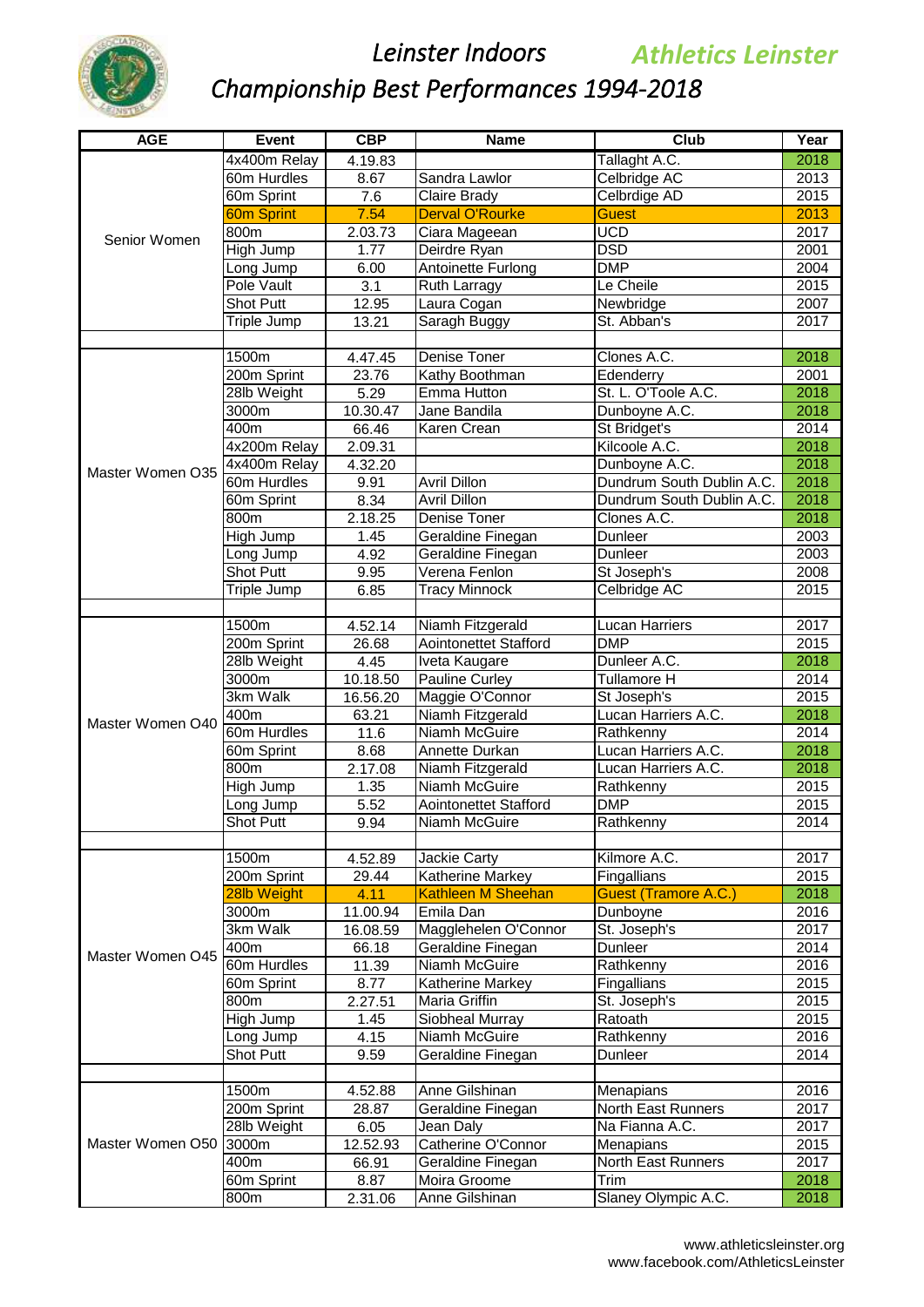# Leinster Indoors

## Athletics Leinster

## Championship Best Performances 1994-2018

| AGE | Event | CBP | Name | Club | Year |
|---|---|---|---|---|---|
| Senior Women | 4x400m Relay | 4.19.83 | | Tallaght A.C. | 2018 |
| | 60m Hurdles | 8.67 | Sandra Lawlor | Celbridge AC | 2013 |
| | 60m Sprint | 7.6 | Claire Brady | Celbrdige AD | 2015 |
| | 60m Sprint | 7.54 | Derval O'Rourke | Guest | 2013 |
| | 800m | 2.03.73 | Ciara Mageean | UCD | 2017 |
| | High Jump | 1.77 | Deirdre Ryan | DSD | 2001 |
| | Long Jump | 6.00 | Antoinette Furlong | DMP | 2004 |
| | Pole Vault | 3.1 | Ruth Larragy | Le Cheile | 2015 |
| | Shot Putt | 12.95 | Laura Cogan | Newbridge | 2007 |
| | Triple Jump | 13.21 | Saragh Buggy | St. Abban's | 2017 |
| | | | | | |
| Master Women O35 | 1500m | 4.47.45 | Denise Toner | Clones A.C. | 2018 |
| | 200m Sprint | 23.76 | Kathy Boothman | Edenderry | 2001 |
| | 28lb Weight | 5.29 | Emma Hutton | St. L. O'Toole A.C. | 2018 |
| | 3000m | 10.30.47 | Jane Bandila | Dunboyne A.C. | 2018 |
| | 400m | 66.46 | Karen Crean | St Bridget's | 2014 |
| | 4x200m Relay | 2.09.31 | | Kilcoole A.C. | 2018 |
| | 4x400m Relay | 4.32.20 | | Dunboyne A.C. | 2018 |
| | 60m Hurdles | 9.91 | Avril Dillon | Dundrum South Dublin A.C. | 2018 |
| | 60m Sprint | 8.34 | Avril Dillon | Dundrum South Dublin A.C. | 2018 |
| | 800m | 2.18.25 | Denise Toner | Clones A.C. | 2018 |
| | High Jump | 1.45 | Geraldine Finegan | Dunleer | 2003 |
| | Long Jump | 4.92 | Geraldine Finegan | Dunleer | 2003 |
| | Shot Putt | 9.95 | Verena Fenlon | St Joseph's | 2008 |
| | Triple Jump | 6.85 | Tracy Minnock | Celbridge AC | 2015 |
| | | | | | |
| Master Women O40 | 1500m | 4.52.14 | Niamh Fitzgerald | Lucan Harriers | 2017 |
| | 200m Sprint | 26.68 | Aointonettet Stafford | DMP | 2015 |
| | 28lb Weight | 4.45 | Iveta Kaugare | Dunleer A.C. | 2018 |
| | 3000m | 10.18.50 | Pauline Curley | Tullamore H | 2014 |
| | 3km Walk | 16.56.20 | Maggie O'Connor | St Joseph's | 2015 |
| | 400m | 63.21 | Niamh Fitzgerald | Lucan Harriers A.C. | 2018 |
| | 60m Hurdles | 11.6 | Niamh McGuire | Rathkenny | 2014 |
| | 60m Sprint | 8.68 | Annette Durkan | Lucan Harriers A.C. | 2018 |
| | 800m | 2.17.08 | Niamh Fitzgerald | Lucan Harriers A.C. | 2018 |
| | High Jump | 1.35 | Niamh McGuire | Rathkenny | 2015 |
| | Long Jump | 5.52 | Aointonettet Stafford | DMP | 2015 |
| | Shot Putt | 9.94 | Niamh McGuire | Rathkenny | 2014 |
| | | | | | |
| Master Women O45 | 1500m | 4.52.89 | Jackie Carty | Kilmore A.C. | 2017 |
| | 200m Sprint | 29.44 | Katherine Markey | Fingallians | 2015 |
| | 28lb Weight | 4.11 | Kathleen M Sheehan | Guest (Tramore A.C.) | 2018 |
| | 3000m | 11.00.94 | Emila Dan | Dunboyne | 2016 |
| | 3km Walk | 16.08.59 | Magglehelen O'Connor | St. Joseph's | 2017 |
| | 400m | 66.18 | Geraldine Finegan | Dunleer | 2014 |
| | 60m Hurdles | 11.39 | Niamh McGuire | Rathkenny | 2016 |
| | 60m Sprint | 8.77 | Katherine Markey | Fingallians | 2015 |
| | 800m | 2.27.51 | Maria Griffin | St. Joseph's | 2015 |
| | High Jump | 1.45 | Siobheal Murray | Ratoath | 2015 |
| | Long Jump | 4.15 | Niamh McGuire | Rathkenny | 2016 |
| | Shot Putt | 9.59 | Geraldine Finegan | Dunleer | 2014 |
| | | | | | |
| Master Women O50 | 1500m | 4.52.88 | Anne Gilshinan | Menapians | 2016 |
| | 200m Sprint | 28.87 | Geraldine Finegan | North East Runners | 2017 |
| | 28lb Weight | 6.05 | Jean Daly | Na Fianna A.C. | 2017 |
| | 3000m | 12.52.93 | Catherine O'Connor | Menapians | 2015 |
| | 400m | 66.91 | Geraldine Finegan | North East Runners | 2017 |
| | 60m Sprint | 8.87 | Moira Groome | Trim | 2018 |
| | 800m | 2.31.06 | Anne Gilshinan | Slaney Olympic A.C. | 2018 |

www.athleticsleinster.org
www.facebook.com/AthleticsLeinster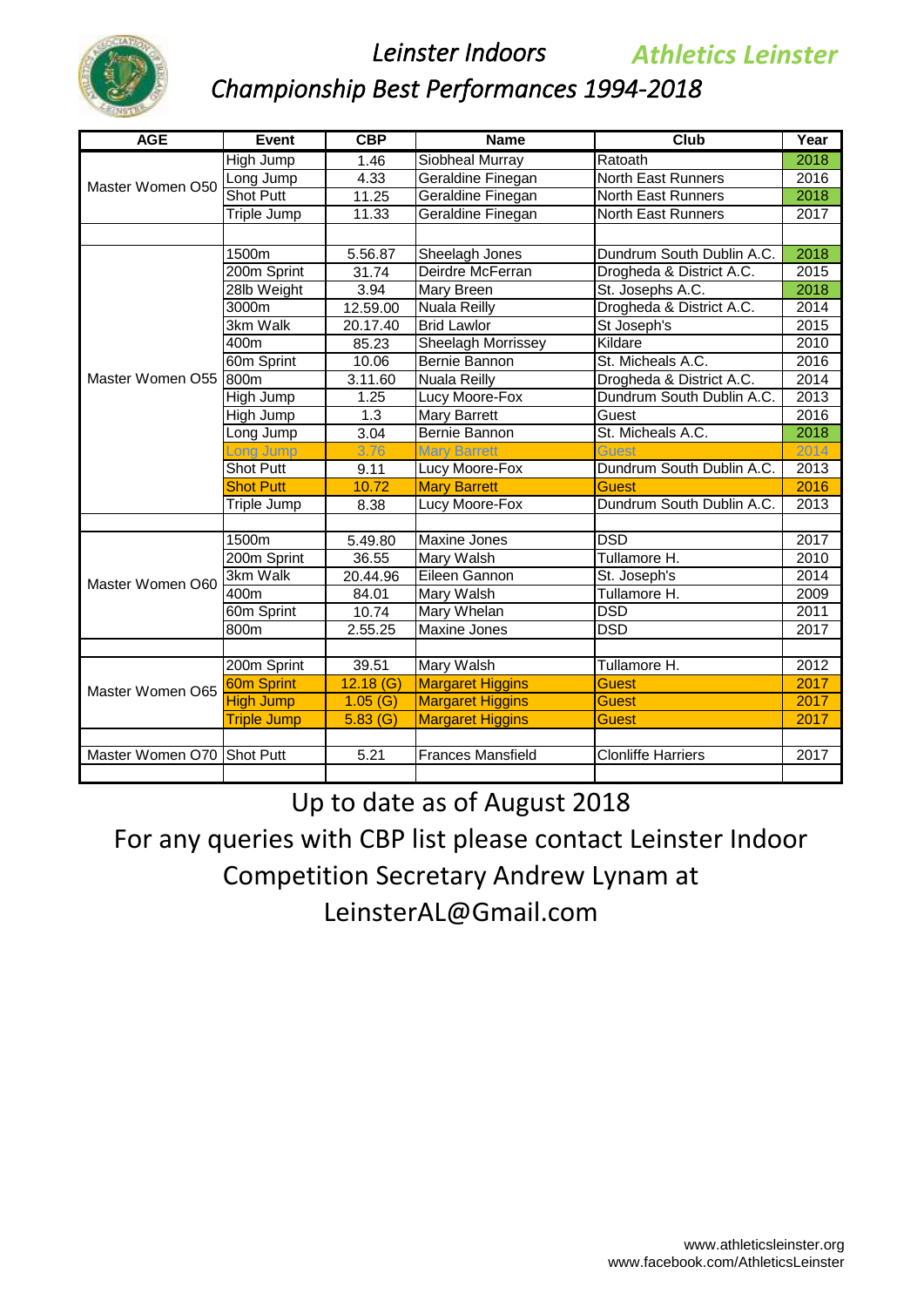# Leinster Indoors

**Athletics Leinster**

## Championship Best Performances 1994-2018

| AGE | Event | CBP | Name | Club | Year |
|---|---|---|---|---|---|
| Master Women O50 | High Jump | 1.46 | Siobheal Murray | Ratoath | 2018 |
| | Long Jump | 4.33 | Geraldine Finegan | North East Runners | 2016 |
| | Shot Putt | 11.25 | Geraldine Finegan | North East Runners | 2018 |
| | Triple Jump | 11.33 | Geraldine Finegan | North East Runners | 2017 |
| | | | | | |
| Master Women O55 | 1500m | 5.56.87 | Sheelagh Jones | Dundrum South Dublin A.C. | 2018 |
| | 200m Sprint | 31.74 | Deirdre McFerran | Drogheda & District A.C. | 2015 |
| | 28lb Weight | 3.94 | Mary Breen | St. Josephs A.C. | 2018 |
| | 3000m | 12.59.00 | Nuala Reilly | Drogheda & District A.C. | 2014 |
| | 3km Walk | 20.17.40 | Brid Lawlor | St Joseph's | 2015 |
| | 400m | 85.23 | Sheelagh Morrissey | Kildare | 2010 |
| | 60m Sprint | 10.06 | Bernie Bannon | St. Micheals A.C. | 2016 |
| | 800m | 3.11.60 | Nuala Reilly | Drogheda & District A.C. | 2014 |
| | High Jump | 1.25 | Lucy Moore-Fox | Dundrum South Dublin A.C. | 2013 |
| | High Jump | 1.3 | Mary Barrett | Guest | 2016 |
| | Long Jump | 3.04 | Bernie Bannon | St. Micheals A.C. | 2018 |
| | Long Jump | 3.76 | Mary Barrett | Guest | 2014 |
| | Shot Putt | 9.11 | Lucy Moore-Fox | Dundrum South Dublin A.C. | 2013 |
| | Shot Putt | 10.72 | Mary Barrett | Guest | 2016 |
| | Triple Jump | 8.38 | Lucy Moore-Fox | Dundrum South Dublin A.C. | 2013 |
| | | | | | |
| Master Women O60 | 1500m | 5.49.80 | Maxine Jones | DSD | 2017 |
| | 200m Sprint | 36.55 | Mary Walsh | Tullamore H. | 2010 |
| | 3km Walk | 20.44.96 | Eileen Gannon | St. Joseph's | 2014 |
| | 400m | 84.01 | Mary Walsh | Tullamore H. | 2009 |
| | 60m Sprint | 10.74 | Mary Whelan | DSD | 2011 |
| | 800m | 2.55.25 | Maxine Jones | DSD | 2017 |
| | | | | | |
| Master Women O65 | 200m Sprint | 39.51 | Mary Walsh | Tullamore H. | 2012 |
| | 60m Sprint | 12.18 (G) | Margaret Higgins | Guest | 2017 |
| | High Jump | 1.05 (G) | Margaret Higgins | Guest | 2017 |
| | Triple Jump | 5.83 (G) | Margaret Higgins | Guest | 2017 |
| | | | | | |
| Master Women O70 | Shot Putt | 5.21 | Frances Mansfield | Clonliffe Harriers | 2017 |

Up to date as of August 2018

For any queries with CBP list please contact Leinster Indoor Competition Secretary Andrew Lynam at LeinsterAL@Gmail.com

www.athleticsleinster.org
www.facebook.com/AthleticsLeinster